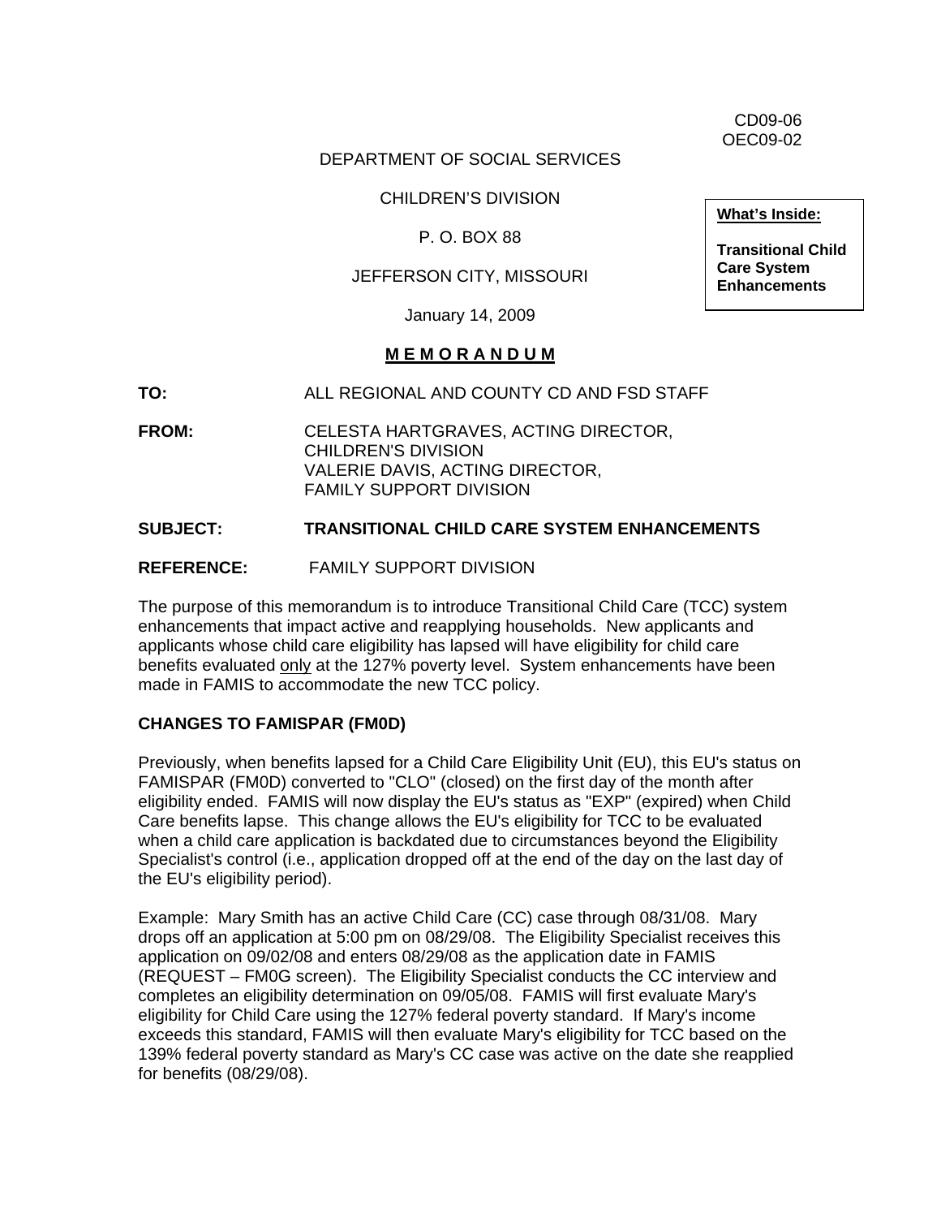CD09-06
OEC09-02

DEPARTMENT OF SOCIAL SERVICES

CHILDREN'S DIVISION

P. O. BOX 88

JEFFERSON CITY, MISSOURI

January 14, 2009

**What's Inside:**

**Transitional Child Care System Enhancements**

**M E M O R A N D U M**

**TO:** ALL REGIONAL AND COUNTY CD AND FSD STAFF

**FROM:** CELESTA HARTGRAVES, ACTING DIRECTOR, CHILDREN'S DIVISION
VALERIE DAVIS, ACTING DIRECTOR, FAMILY SUPPORT DIVISION

**SUBJECT: TRANSITIONAL CHILD CARE SYSTEM ENHANCEMENTS**

**REFERENCE:** FAMILY SUPPORT DIVISION

The purpose of this memorandum is to introduce Transitional Child Care (TCC) system enhancements that impact active and reapplying households. New applicants and applicants whose child care eligibility has lapsed will have eligibility for child care benefits evaluated only at the 127% poverty level. System enhancements have been made in FAMIS to accommodate the new TCC policy.

**CHANGES TO FAMISPAR (FM0D)**

Previously, when benefits lapsed for a Child Care Eligibility Unit (EU), this EU's status on FAMISPAR (FM0D) converted to "CLO" (closed) on the first day of the month after eligibility ended. FAMIS will now display the EU's status as "EXP" (expired) when Child Care benefits lapse. This change allows the EU's eligibility for TCC to be evaluated when a child care application is backdated due to circumstances beyond the Eligibility Specialist's control (i.e., application dropped off at the end of the day on the last day of the EU's eligibility period).

Example: Mary Smith has an active Child Care (CC) case through 08/31/08. Mary drops off an application at 5:00 pm on 08/29/08. The Eligibility Specialist receives this application on 09/02/08 and enters 08/29/08 as the application date in FAMIS (REQUEST – FM0G screen). The Eligibility Specialist conducts the CC interview and completes an eligibility determination on 09/05/08. FAMIS will first evaluate Mary's eligibility for Child Care using the 127% federal poverty standard. If Mary's income exceeds this standard, FAMIS will then evaluate Mary's eligibility for TCC based on the 139% federal poverty standard as Mary's CC case was active on the date she reapplied for benefits (08/29/08).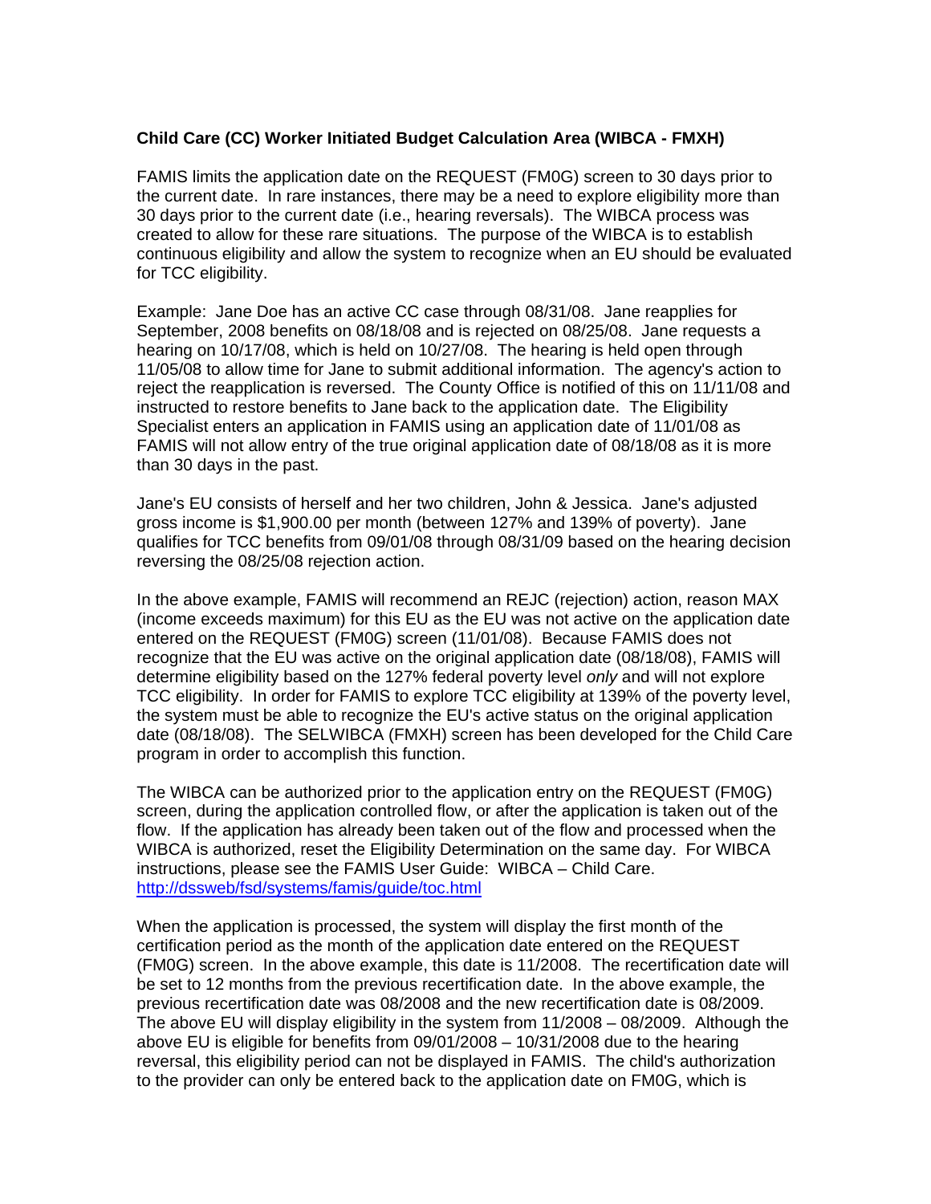**Child Care (CC) Worker Initiated Budget Calculation Area (WIBCA - FMXH)**

FAMIS limits the application date on the REQUEST (FM0G) screen to 30 days prior to the current date. In rare instances, there may be a need to explore eligibility more than 30 days prior to the current date (i.e., hearing reversals). The WIBCA process was created to allow for these rare situations. The purpose of the WIBCA is to establish continuous eligibility and allow the system to recognize when an EU should be evaluated for TCC eligibility.

Example: Jane Doe has an active CC case through 08/31/08. Jane reapplies for September, 2008 benefits on 08/18/08 and is rejected on 08/25/08. Jane requests a hearing on 10/17/08, which is held on 10/27/08. The hearing is held open through 11/05/08 to allow time for Jane to submit additional information. The agency's action to reject the reapplication is reversed. The County Office is notified of this on 11/11/08 and instructed to restore benefits to Jane back to the application date. The Eligibility Specialist enters an application in FAMIS using an application date of 11/01/08 as FAMIS will not allow entry of the true original application date of 08/18/08 as it is more than 30 days in the past.

Jane's EU consists of herself and her two children, John & Jessica. Jane's adjusted gross income is $1,900.00 per month (between 127% and 139% of poverty). Jane qualifies for TCC benefits from 09/01/08 through 08/31/09 based on the hearing decision reversing the 08/25/08 rejection action.

In the above example, FAMIS will recommend an REJC (rejection) action, reason MAX (income exceeds maximum) for this EU as the EU was not active on the application date entered on the REQUEST (FM0G) screen (11/01/08). Because FAMIS does not recognize that the EU was active on the original application date (08/18/08), FAMIS will determine eligibility based on the 127% federal poverty level *only* and will not explore TCC eligibility. In order for FAMIS to explore TCC eligibility at 139% of the poverty level, the system must be able to recognize the EU's active status on the original application date (08/18/08). The SELWIBCA (FMXH) screen has been developed for the Child Care program in order to accomplish this function.

The WIBCA can be authorized prior to the application entry on the REQUEST (FM0G) screen, during the application controlled flow, or after the application is taken out of the flow. If the application has already been taken out of the flow and processed when the WIBCA is authorized, reset the Eligibility Determination on the same day. For WIBCA instructions, please see the FAMIS User Guide: WIBCA – Child Care. http://dssweb/fsd/systems/famis/guide/toc.html

When the application is processed, the system will display the first month of the certification period as the month of the application date entered on the REQUEST (FM0G) screen. In the above example, this date is 11/2008. The recertification date will be set to 12 months from the previous recertification date. In the above example, the previous recertification date was 08/2008 and the new recertification date is 08/2009. The above EU will display eligibility in the system from 11/2008 – 08/2009. Although the above EU is eligible for benefits from 09/01/2008 – 10/31/2008 due to the hearing reversal, this eligibility period can not be displayed in FAMIS. The child's authorization to the provider can only be entered back to the application date on FM0G, which is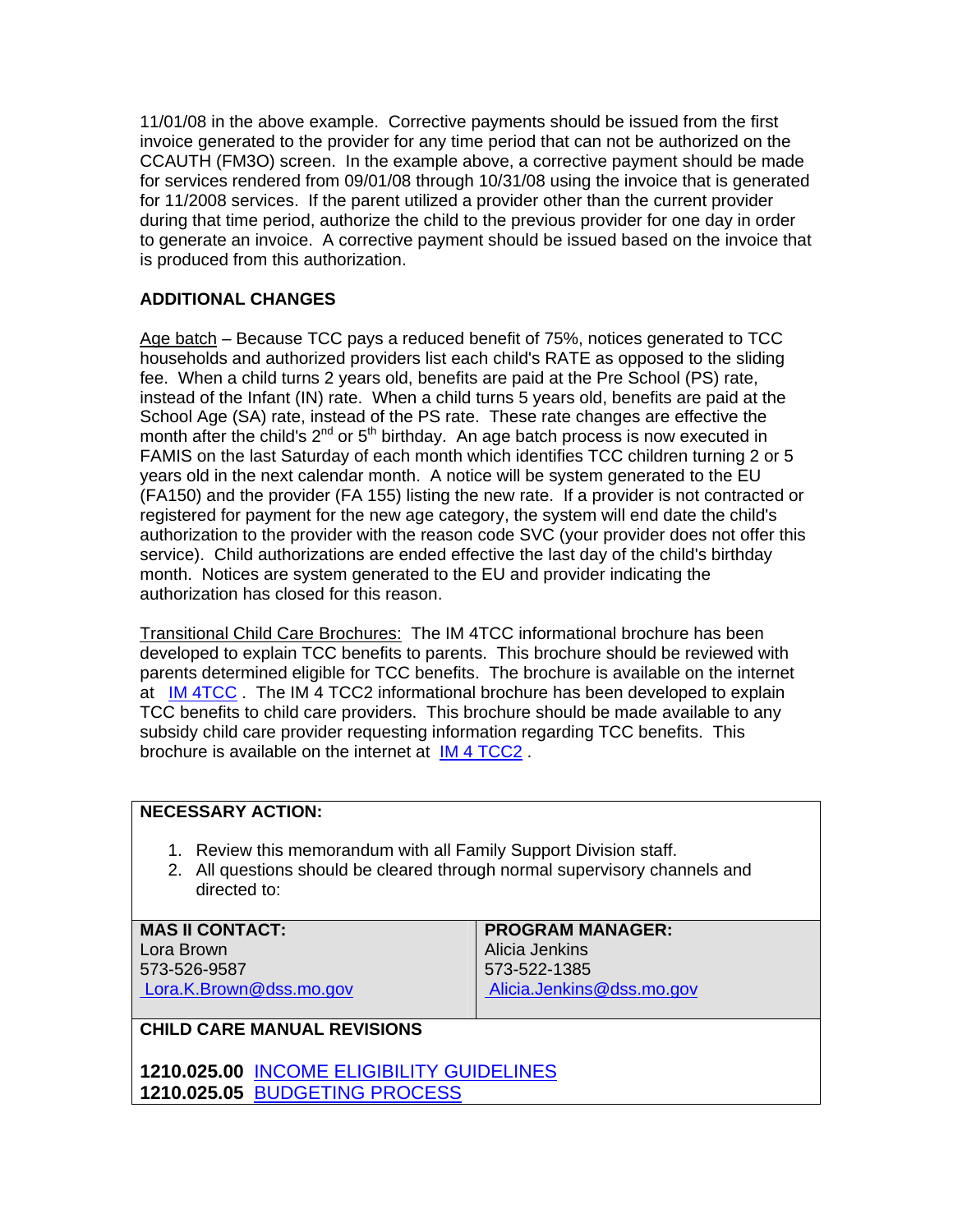11/01/08 in the above example. Corrective payments should be issued from the first invoice generated to the provider for any time period that can not be authorized on the CCAUTH (FM3O) screen. In the example above, a corrective payment should be made for services rendered from 09/01/08 through 10/31/08 using the invoice that is generated for 11/2008 services. If the parent utilized a provider other than the current provider during that time period, authorize the child to the previous provider for one day in order to generate an invoice. A corrective payment should be issued based on the invoice that is produced from this authorization.

**ADDITIONAL CHANGES**

Age batch – Because TCC pays a reduced benefit of 75%, notices generated to TCC households and authorized providers list each child's RATE as opposed to the sliding fee. When a child turns 2 years old, benefits are paid at the Pre School (PS) rate, instead of the Infant (IN) rate. When a child turns 5 years old, benefits are paid at the School Age (SA) rate, instead of the PS rate. These rate changes are effective the month after the child's 2nd or 5th birthday. An age batch process is now executed in FAMIS on the last Saturday of each month which identifies TCC children turning 2 or 5 years old in the next calendar month. A notice will be system generated to the EU (FA150) and the provider (FA 155) listing the new rate. If a provider is not contracted or registered for payment for the new age category, the system will end date the child's authorization to the provider with the reason code SVC (your provider does not offer this service). Child authorizations are ended effective the last day of the child's birthday month. Notices are system generated to the EU and provider indicating the authorization has closed for this reason.

Transitional Child Care Brochures: The IM 4TCC informational brochure has been developed to explain TCC benefits to parents. This brochure should be reviewed with parents determined eligible for TCC benefits. The brochure is available on the internet at IM 4TCC . The IM 4 TCC2 informational brochure has been developed to explain TCC benefits to child care providers. This brochure should be made available to any subsidy child care provider requesting information regarding TCC benefits. This brochure is available on the internet at IM 4 TCC2 .

**NECESSARY ACTION:**

1. Review this memorandum with all Family Support Division staff.
2. All questions should be cleared through normal supervisory channels and directed to:

| **MAS II CONTACT:** | **PROGRAM MANAGER:** |
|---|---|
| Lora Brown<br>573-526-9587<br>Lora.K.Brown@dss.mo.gov | Alicia Jenkins<br>573-522-1385<br>Alicia.Jenkins@dss.mo.gov |

**CHILD CARE MANUAL REVISIONS**

**1210.025.00** INCOME ELIGIBILITY GUIDELINES
**1210.025.05** BUDGETING PROCESS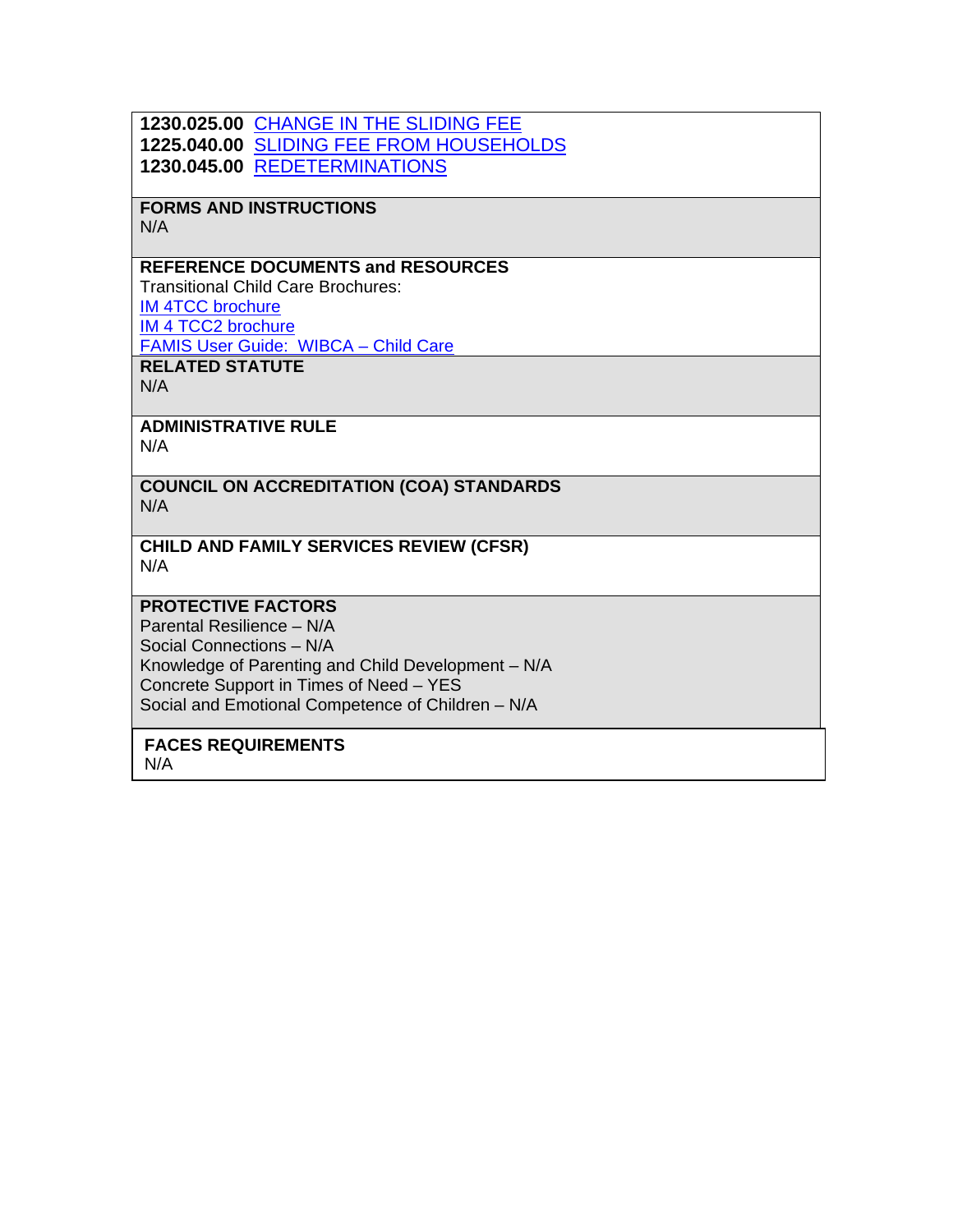**1230.025.00** CHANGE IN THE SLIDING FEE
**1225.040.00** SLIDING FEE FROM HOUSEHOLDS
**1230.045.00** REDETERMINATIONS

**FORMS AND INSTRUCTIONS**
N/A

**REFERENCE DOCUMENTS and RESOURCES**
Transitional Child Care Brochures:
IM 4TCC brochure
IM 4 TCC2 brochure
FAMIS User Guide: WIBCA – Child Care

**RELATED STATUTE**
N/A

**ADMINISTRATIVE RULE**
N/A

**COUNCIL ON ACCREDITATION (COA) STANDARDS**
N/A

**CHILD AND FAMILY SERVICES REVIEW (CFSR)**
N/A

**PROTECTIVE FACTORS**
Parental Resilience – N/A
Social Connections – N/A
Knowledge of Parenting and Child Development – N/A
Concrete Support in Times of Need – YES
Social and Emotional Competence of Children – N/A

**FACES REQUIREMENTS**
N/A